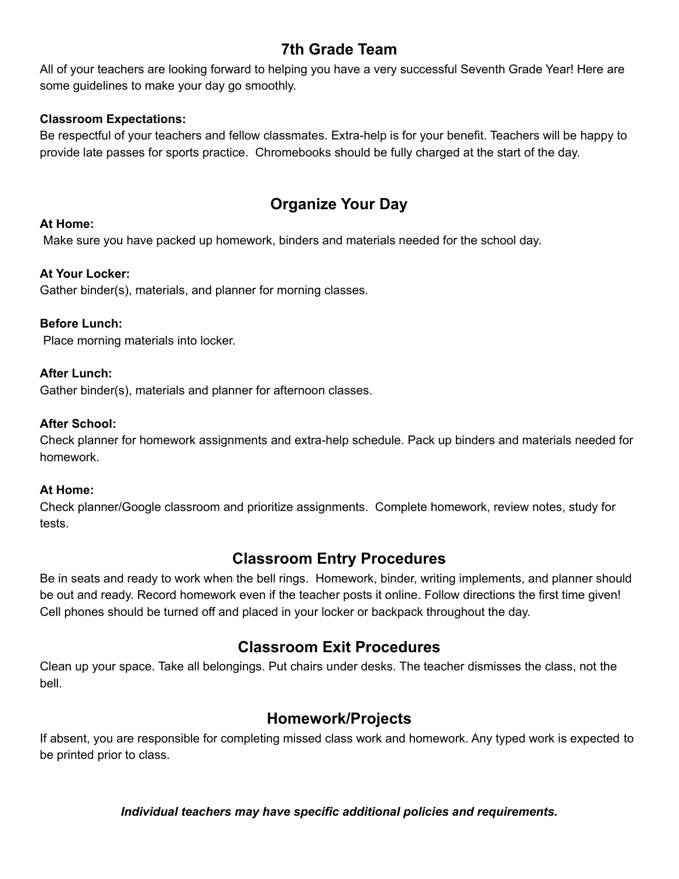## 7th Grade Team

All of your teachers are looking forward to helping you have a very successful Seventh Grade Year! Here are some guidelines to make your day go smoothly.

**Classroom Expectations:**
Be respectful of your teachers and fellow classmates. Extra-help is for your benefit. Teachers will be happy to provide late passes for sports practice. Chromebooks should be fully charged at the start of the day.

## Organize Your Day

**At Home:**
Make sure you have packed up homework, binders and materials needed for the school day.

**At Your Locker:**
Gather binder(s), materials, and planner for morning classes.

**Before Lunch:**
Place morning materials into locker.

**After Lunch:**
Gather binder(s), materials and planner for afternoon classes.

**After School:**
Check planner for homework assignments and extra-help schedule. Pack up binders and materials needed for homework.

**At Home:**
Check planner/Google classroom and prioritize assignments. Complete homework, review notes, study for tests.

## Classroom Entry Procedures

Be in seats and ready to work when the bell rings. Homework, binder, writing implements, and planner should be out and ready. Record homework even if the teacher posts it online. Follow directions the first time given! Cell phones should be turned off and placed in your locker or backpack throughout the day.

## Classroom Exit Procedures

Clean up your space. Take all belongings. Put chairs under desks. The teacher dismisses the class, not the bell.

## Homework/Projects

If absent, you are responsible for completing missed class work and homework. Any typed work is expected to be printed prior to class.

***Individual teachers may have specific additional policies and requirements.***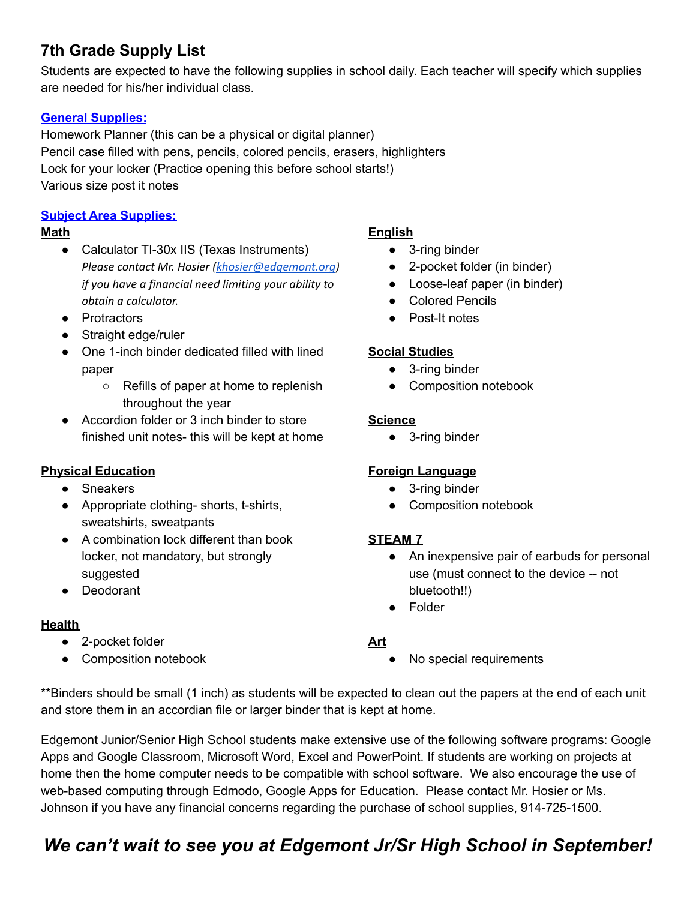## 7th Grade Supply List

Students are expected to have the following supplies in school daily. Each teacher will specify which supplies are needed for his/her individual class.

**General Supplies:**

Homework Planner (this can be a physical or digital planner)
Pencil case filled with pens, pencils, colored pencils, erasers, highlighters
Lock for your locker (Practice opening this before school starts!)
Various size post it notes

**Subject Area Supplies:**

**Math**

- Calculator TI-30x IIS (Texas Instruments)
  *Please contact Mr. Hosier (khosier@edgemont.org) if you have a financial need limiting your ability to obtain a calculator.*
- Protractors
- Straight edge/ruler
- One 1-inch binder dedicated filled with lined paper
  - Refills of paper at home to replenish throughout the year
- Accordion folder or 3 inch binder to store finished unit notes- this will be kept at home

**Physical Education**

- Sneakers
- Appropriate clothing- shorts, t-shirts, sweatshirts, sweatpants
- A combination lock different than book locker, not mandatory, but strongly suggested
- Deodorant

**Health**

- 2-pocket folder
- Composition notebook

**English**

- 3-ring binder
- 2-pocket folder (in binder)
- Loose-leaf paper (in binder)
- Colored Pencils
- Post-It notes

**Social Studies**

- 3-ring binder
- Composition notebook

**Science**

- 3-ring binder

**Foreign Language**

- 3-ring binder
- Composition notebook

**STEAM 7**

- An inexpensive pair of earbuds for personal use (must connect to the device -- not bluetooth!!)
- Folder

**Art**

- No special requirements

**Binders should be small (1 inch) as students will be expected to clean out the papers at the end of each unit and store them in an accordian file or larger binder that is kept at home.

Edgemont Junior/Senior High School students make extensive use of the following software programs: Google Apps and Google Classroom, Microsoft Word, Excel and PowerPoint. If students are working on projects at home then the home computer needs to be compatible with school software. We also encourage the use of web-based computing through Edmodo, Google Apps for Education. Please contact Mr. Hosier or Ms. Johnson if you have any financial concerns regarding the purchase of school supplies, 914-725-1500.

***We can't wait to see you at Edgemont Jr/Sr High School in September!***